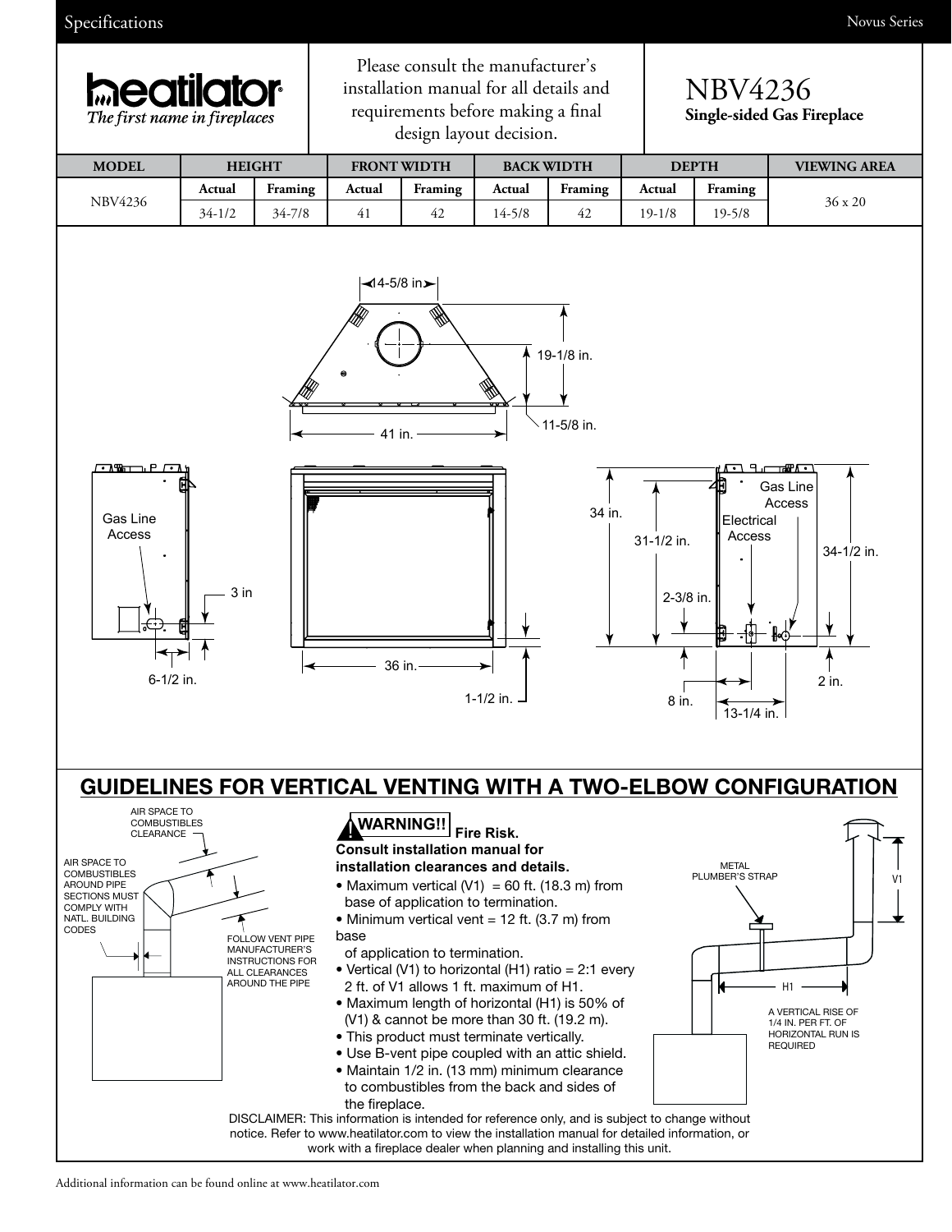Please consult the manufacturer's installation manual for all details and requirements before making a final design layout decision.

# NBV4236

**Single-sided Gas Fireplace**

| MODEL | HEIGHT | | FRONT WIDTH | | BACK WIDTH | | DEPTH | | VIEWING AREA |
|---|---|---|---|---|---|---|---|---|---|
| | Actual | Framing | Actual | Framing | Actual | Framing | Actual | Framing | |
| NBV4236 | 34-1/2 | 34-7/8 | 41 | 42 | 14-5/8 | 42 | 19-1/8 | 19-5/8 | 36 x 20 |

## GUIDELINES FOR VERTICAL VENTING WITH A TWO-ELBOW CONFIGURATION

**WARNING!! Fire Risk.**
**Consult installation manual for installation clearances and details.**

- Maximum vertical (V1) = 60 ft. (18.3 m) from base of application to termination.
- Minimum vertical vent = 12 ft. (3.7 m) from base of application to termination.
- Vertical (V1) to horizontal (H1) ratio = 2:1 every 2 ft. of V1 allows 1 ft. maximum of H1.
- Maximum length of horizontal (H1) is 50% of (V1) & cannot be more than 30 ft. (19.2 m).
- This product must terminate vertically.
- Use B-vent pipe coupled with an attic shield.
- Maintain 1/2 in. (13 mm) minimum clearance to combustibles from the back and sides of the fireplace.

DISCLAIMER: This information is intended for reference only, and is subject to change without notice. Refer to www.heatilator.com to view the installation manual for detailed information, or work with a fireplace dealer when planning and installing this unit.

Additional information can be found online at www.heatilator.com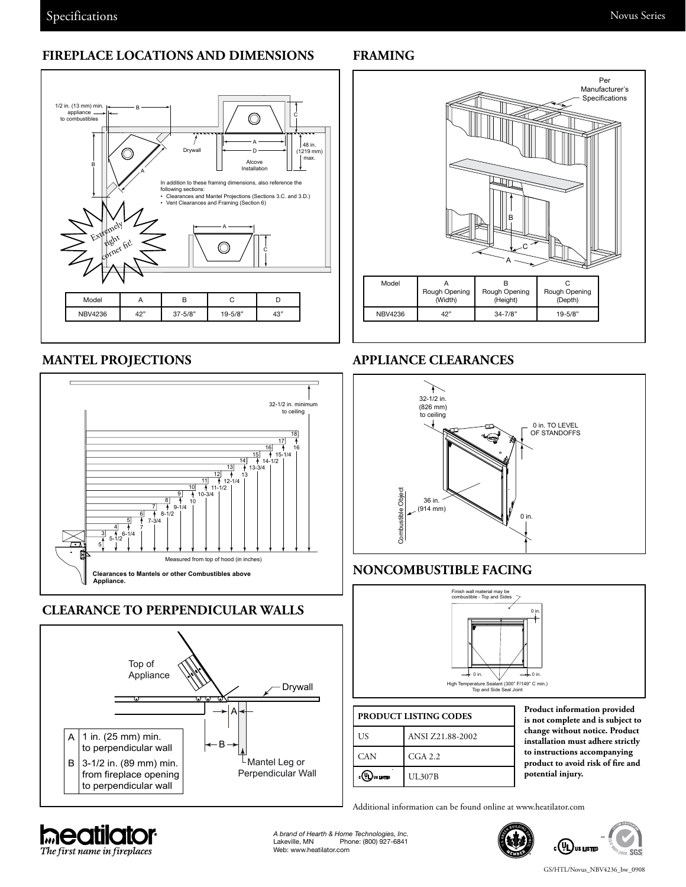## FIREPLACE LOCATIONS AND DIMENSIONS

1/2 in. (13 mm) min. appliance to combustibles

B

B

A

Drywall

A

D

C

48 in. (1219 mm) max.

Alcove Installation

In addition to these framing dimensions, also reference the following sections:

- Clearances and Mantel Projections (Sections 3.C. and 3.D.)
- Vent Clearances and Framing (Section 6)

Extremely tight corner fit!

A

C

| Model | A | B | C | D |
|---|---|---|---|---|
| NBV4236 | 42" | 37-5/8" | 19-5/8" | 43" |

## FRAMING

Per Manufacturer's Specifications

B

C

A

| Model | A Rough Opening (Width) | B Rough Opening (Height) | C Rough Opening (Depth) |
|---|---|---|---|
| NBV4236 | 42" | 34-7/8" | 19-5/8" |

## MANTEL PROJECTIONS

32-1/2 in. minimum to ceiling

18
17
16
16
15
15-1/4
14
14-1/2
13
13-3/4
12
13
11
12-1/4
10
11-1/2
9
10-3/4
8
10
7
9-1/4
6
8-1/2
5
7-3/4
4
7
3
6-1/4
5
5-1/2

Measured from top of hood (in inches)

**Clearances to Mantels or other Combustibles above Appliance.**

## APPLIANCE CLEARANCES

32-1/2 in. (826 mm) to ceiling

0 in. TO LEVEL OF STANDOFFS

36 in. (914 mm)

0 in.

Combustible Object

## CLEARANCE TO PERPENDICULAR WALLS

Top of Appliance

Drywall

A

B

Mantel Leg or Perpendicular Wall

| | |
|---|---|
| A | 1 in. (25 mm) min. to perpendicular wall |
| B | 3-1/2 in. (89 mm) min. from fireplace opening to perpendicular wall |

## NONCOMBUSTIBLE FACING

Finish wall material may be combustible - Top and Sides

0 in.

0 in.

0 in.

High Temperature Sealant (300° F/149° C min.) Top and Side Seal Joint

| PRODUCT LISTING CODES | |
|---|---|
| US | ANSI Z21.88-2002 |
| CAN | CGA 2.2 |
| c UL us LISTED | UL307B |

**Product information provided is not complete and is subject to change without notice. Product installation must adhere strictly to instructions accompanying product to avoid risk of fire and potential injury.**

Additional information can be found online at www.heatilator.com

heatilator®
*The first name in fireplaces*

*A brand of Hearth & Home Technologies, Inc.*
Lakeville, MN Phone: (800) 927-6841
Web: www.heatilator.com

GS/HTL/Novus_NBV4236_bw_0908